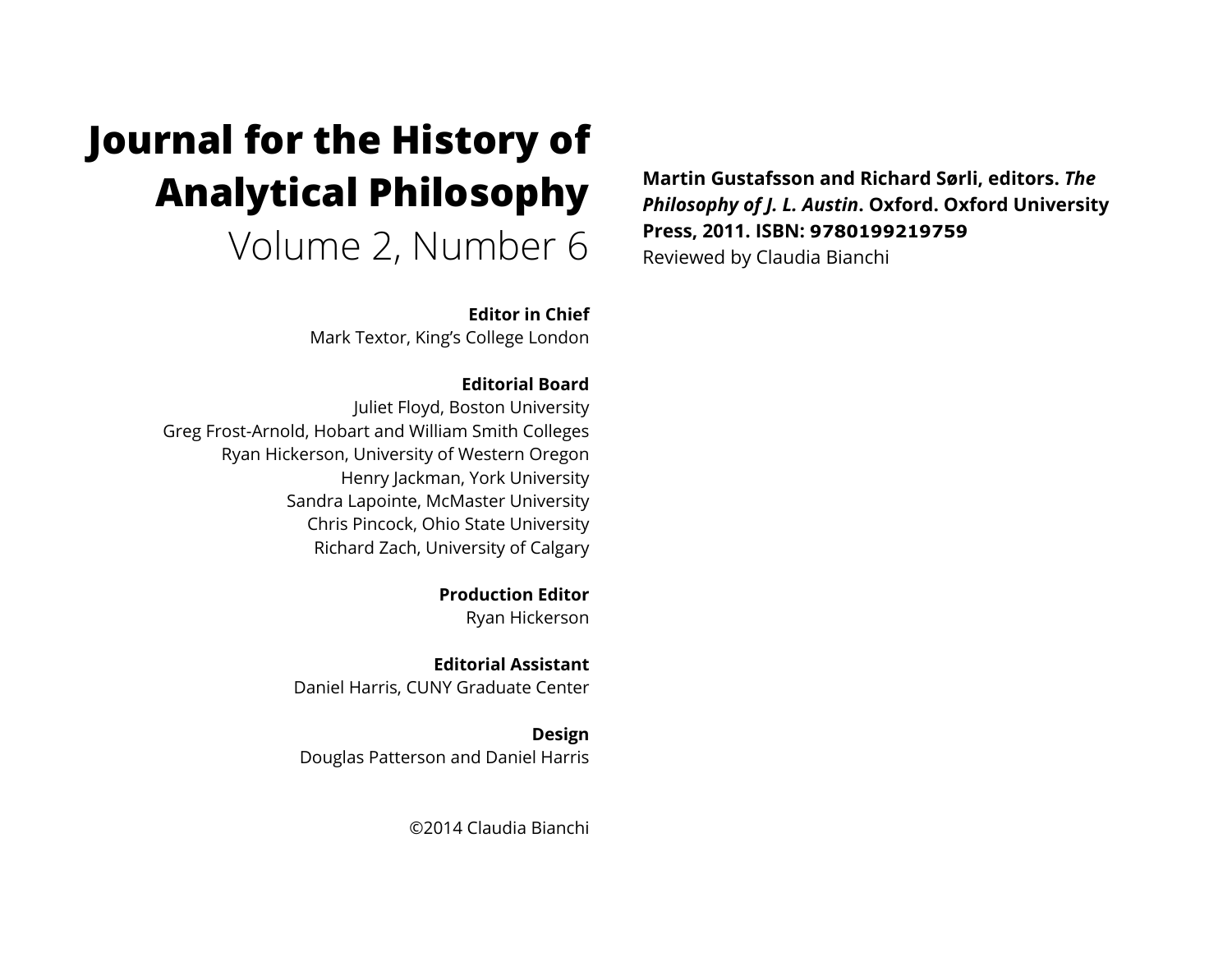# Journal for the History of Analytical Philosophy

Volume 2, Number 6

**Editor in Chief**
Mark Textor, King's College London

**Editorial Board**
Juliet Floyd, Boston University
Greg Frost-Arnold, Hobart and William Smith Colleges
Ryan Hickerson, University of Western Oregon
Henry Jackman, York University
Sandra Lapointe, McMaster University
Chris Pincock, Ohio State University
Richard Zach, University of Calgary

**Production Editor**
Ryan Hickerson

**Editorial Assistant**
Daniel Harris, CUNY Graduate Center

**Design**
Douglas Patterson and Daniel Harris

©2014 Claudia Bianchi

**Martin Gustafsson and Richard Sørli, editors. *The Philosophy of J. L. Austin*. Oxford. Oxford University Press, 2011. ISBN: 9780199219759**
Reviewed by Claudia Bianchi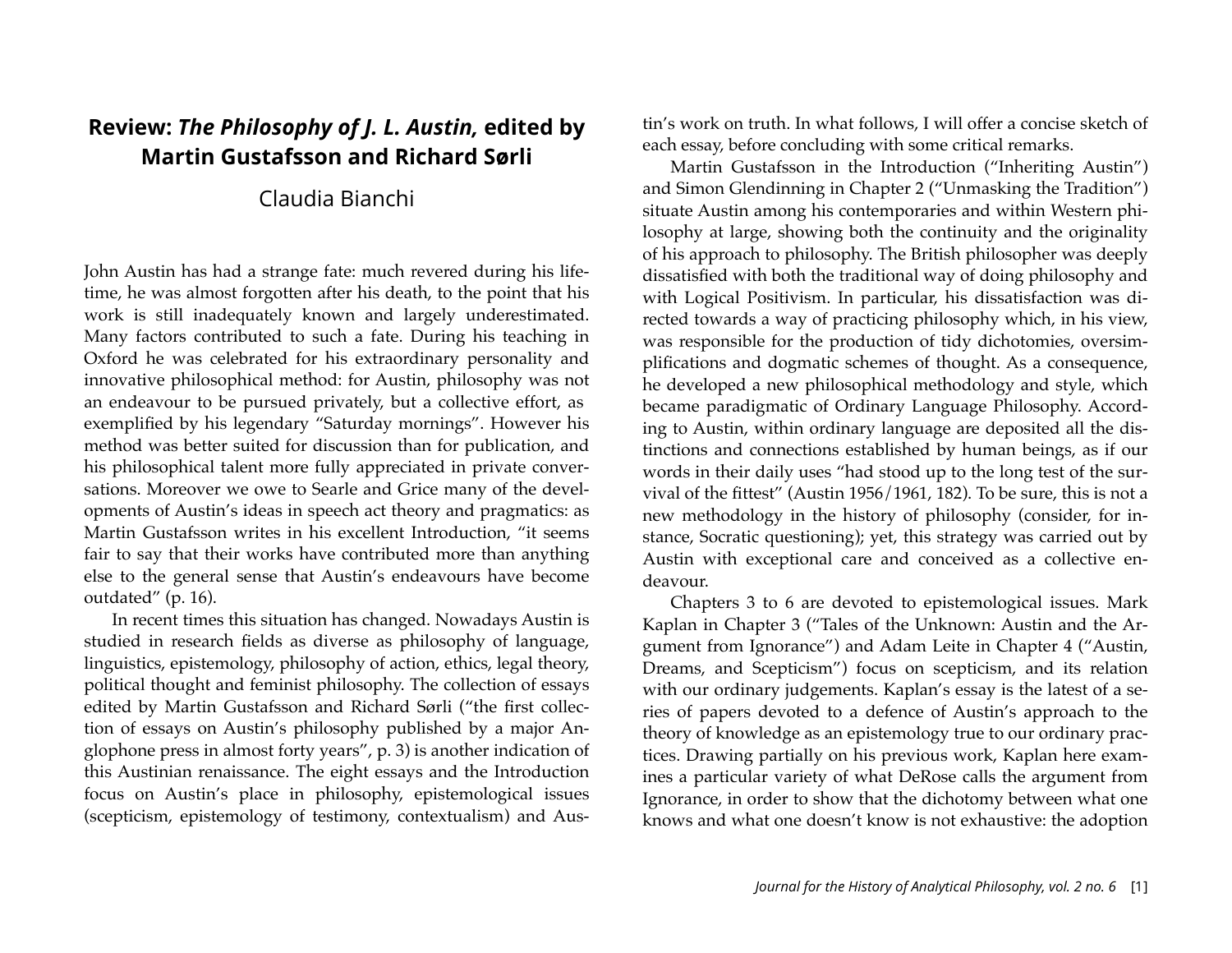# Review: *The Philosophy of J. L. Austin,* edited by Martin Gustafsson and Richard Sørli

Claudia Bianchi

John Austin has had a strange fate: much revered during his lifetime, he was almost forgotten after his death, to the point that his work is still inadequately known and largely underestimated. Many factors contributed to such a fate. During his teaching in Oxford he was celebrated for his extraordinary personality and innovative philosophical method: for Austin, philosophy was not an endeavour to be pursued privately, but a collective effort, as exemplified by his legendary "Saturday mornings". However his method was better suited for discussion than for publication, and his philosophical talent more fully appreciated in private conversations. Moreover we owe to Searle and Grice many of the developments of Austin's ideas in speech act theory and pragmatics: as Martin Gustafsson writes in his excellent Introduction, "it seems fair to say that their works have contributed more than anything else to the general sense that Austin's endeavours have become outdated" (p. 16).

In recent times this situation has changed. Nowadays Austin is studied in research fields as diverse as philosophy of language, linguistics, epistemology, philosophy of action, ethics, legal theory, political thought and feminist philosophy. The collection of essays edited by Martin Gustafsson and Richard Sørli ("the first collection of essays on Austin's philosophy published by a major Anglophone press in almost forty years", p. 3) is another indication of this Austinian renaissance. The eight essays and the Introduction focus on Austin's place in philosophy, epistemological issues (scepticism, epistemology of testimony, contextualism) and Austin's work on truth. In what follows, I will offer a concise sketch of each essay, before concluding with some critical remarks.

Martin Gustafsson in the Introduction ("Inheriting Austin") and Simon Glendinning in Chapter 2 ("Unmasking the Tradition") situate Austin among his contemporaries and within Western philosophy at large, showing both the continuity and the originality of his approach to philosophy. The British philosopher was deeply dissatisfied with both the traditional way of doing philosophy and with Logical Positivism. In particular, his dissatisfaction was directed towards a way of practicing philosophy which, in his view, was responsible for the production of tidy dichotomies, oversimplifications and dogmatic schemes of thought. As a consequence, he developed a new philosophical methodology and style, which became paradigmatic of Ordinary Language Philosophy. According to Austin, within ordinary language are deposited all the distinctions and connections established by human beings, as if our words in their daily uses "had stood up to the long test of the survival of the fittest" (Austin 1956/1961, 182). To be sure, this is not a new methodology in the history of philosophy (consider, for instance, Socratic questioning); yet, this strategy was carried out by Austin with exceptional care and conceived as a collective endeavour.

Chapters 3 to 6 are devoted to epistemological issues. Mark Kaplan in Chapter 3 ("Tales of the Unknown: Austin and the Argument from Ignorance") and Adam Leite in Chapter 4 ("Austin, Dreams, and Scepticism") focus on scepticism, and its relation with our ordinary judgements. Kaplan's essay is the latest of a series of papers devoted to a defence of Austin's approach to the theory of knowledge as an epistemology true to our ordinary practices. Drawing partially on his previous work, Kaplan here examines a particular variety of what DeRose calls the argument from Ignorance, in order to show that the dichotomy between what one knows and what one doesn't know is not exhaustive: the adoption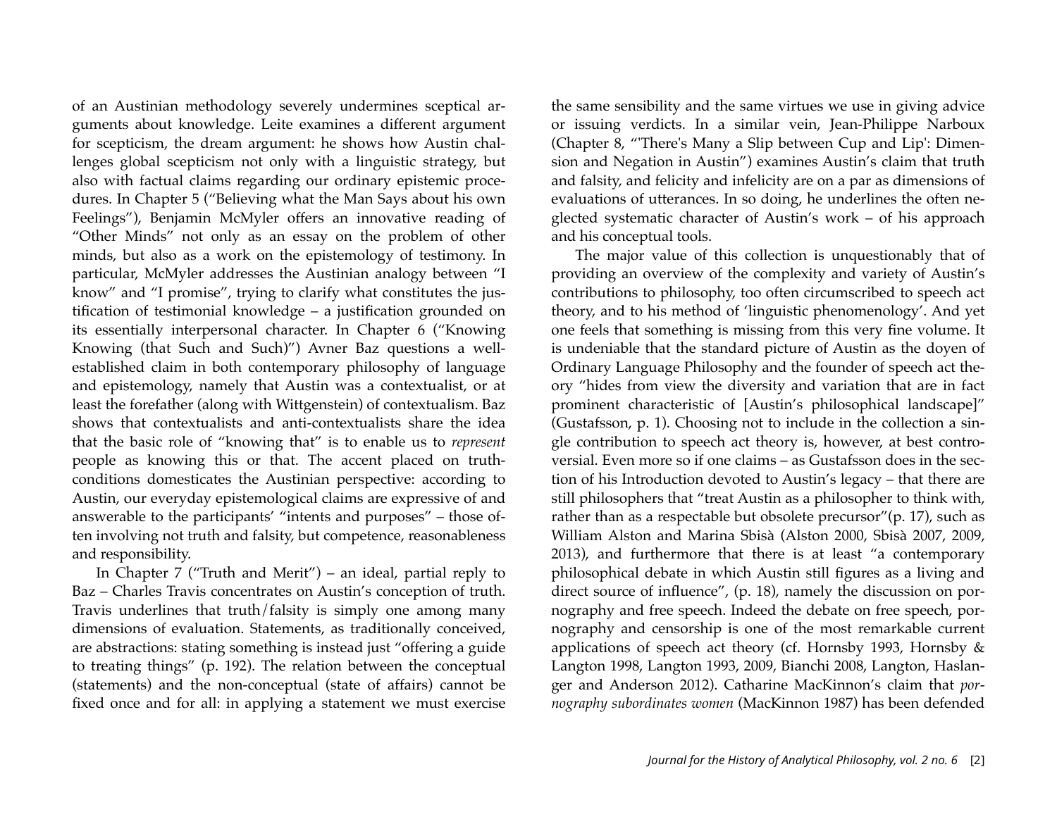of an Austinian methodology severely undermines sceptical arguments about knowledge. Leite examines a different argument for scepticism, the dream argument: he shows how Austin challenges global scepticism not only with a linguistic strategy, but also with factual claims regarding our ordinary epistemic procedures. In Chapter 5 ("Believing what the Man Says about his own Feelings"), Benjamin McMyler offers an innovative reading of "Other Minds" not only as an essay on the problem of other minds, but also as a work on the epistemology of testimony. In particular, McMyler addresses the Austinian analogy between "I know" and "I promise", trying to clarify what constitutes the justification of testimonial knowledge – a justification grounded on its essentially interpersonal character. In Chapter 6 ("Knowing Knowing (that Such and Such)") Avner Baz questions a well-established claim in both contemporary philosophy of language and epistemology, namely that Austin was a contextualist, or at least the forefather (along with Wittgenstein) of contextualism. Baz shows that contextualists and anti-contextualists share the idea that the basic role of "knowing that" is to enable us to *represent* people as knowing this or that. The accent placed on truth-conditions domesticates the Austinian perspective: according to Austin, our everyday epistemological claims are expressive of and answerable to the participants' "intents and purposes" – those often involving not truth and falsity, but competence, reasonableness and responsibility.

In Chapter 7 ("Truth and Merit") – an ideal, partial reply to Baz – Charles Travis concentrates on Austin's conception of truth. Travis underlines that truth/falsity is simply one among many dimensions of evaluation. Statements, as traditionally conceived, are abstractions: stating something is instead just "offering a guide to treating things" (p. 192). The relation between the conceptual (statements) and the non-conceptual (state of affairs) cannot be fixed once and for all: in applying a statement we must exercise the same sensibility and the same virtues we use in giving advice or issuing verdicts. In a similar vein, Jean-Philippe Narboux (Chapter 8, "'There's Many a Slip between Cup and Lip': Dimension and Negation in Austin") examines Austin's claim that truth and falsity, and felicity and infelicity are on a par as dimensions of evaluations of utterances. In so doing, he underlines the often neglected systematic character of Austin's work – of his approach and his conceptual tools.

The major value of this collection is unquestionably that of providing an overview of the complexity and variety of Austin's contributions to philosophy, too often circumscribed to speech act theory, and to his method of 'linguistic phenomenology'. And yet one feels that something is missing from this very fine volume. It is undeniable that the standard picture of Austin as the doyen of Ordinary Language Philosophy and the founder of speech act theory "hides from view the diversity and variation that are in fact prominent characteristic of [Austin's philosophical landscape]" (Gustafsson, p. 1). Choosing not to include in the collection a single contribution to speech act theory is, however, at best controversial. Even more so if one claims – as Gustafsson does in the section of his Introduction devoted to Austin's legacy – that there are still philosophers that "treat Austin as a philosopher to think with, rather than as a respectable but obsolete precursor"(p. 17), such as William Alston and Marina Sbisà (Alston 2000, Sbisà 2007, 2009, 2013), and furthermore that there is at least "a contemporary philosophical debate in which Austin still figures as a living and direct source of influence", (p. 18), namely the discussion on pornography and free speech. Indeed the debate on free speech, pornography and censorship is one of the most remarkable current applications of speech act theory (cf. Hornsby 1993, Hornsby & Langton 1998, Langton 1993, 2009, Bianchi 2008, Langton, Haslanger and Anderson 2012). Catharine MacKinnon's claim that *pornography subordinates women* (MacKinnon 1987) has been defended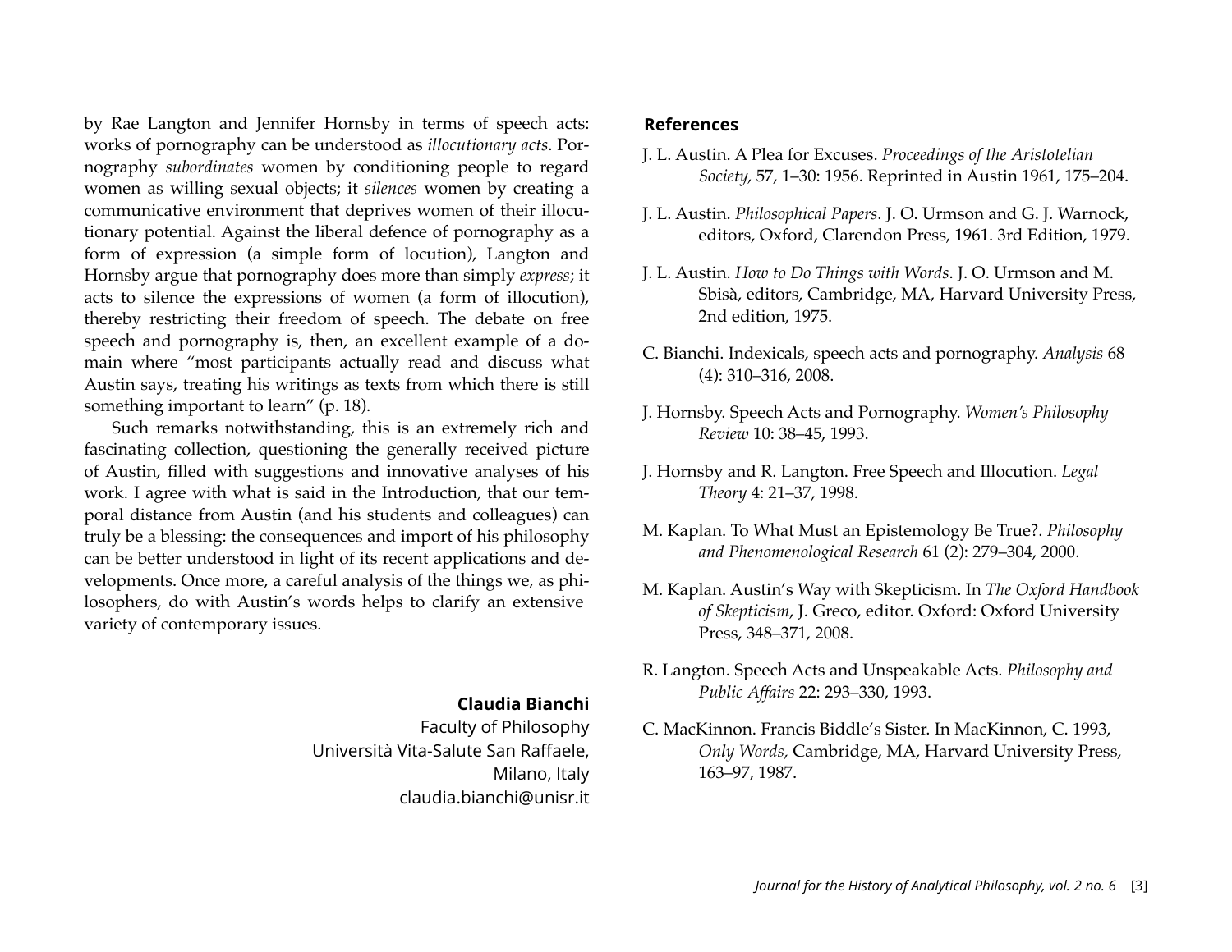by Rae Langton and Jennifer Hornsby in terms of speech acts: works of pornography can be understood as *illocutionary acts*. Pornography *subordinates* women by conditioning people to regard women as willing sexual objects; it *silences* women by creating a communicative environment that deprives women of their illocutionary potential. Against the liberal defence of pornography as a form of expression (a simple form of locution), Langton and Hornsby argue that pornography does more than simply *express*; it acts to silence the expressions of women (a form of illocution), thereby restricting their freedom of speech. The debate on free speech and pornography is, then, an excellent example of a domain where "most participants actually read and discuss what Austin says, treating his writings as texts from which there is still something important to learn" (p. 18).

Such remarks notwithstanding, this is an extremely rich and fascinating collection, questioning the generally received picture of Austin, filled with suggestions and innovative analyses of his work. I agree with what is said in the Introduction, that our temporal distance from Austin (and his students and colleagues) can truly be a blessing: the consequences and import of his philosophy can be better understood in light of its recent applications and developments. Once more, a careful analysis of the things we, as philosophers, do with Austin's words helps to clarify an extensive variety of contemporary issues.

**Claudia Bianchi**
Faculty of Philosophy
Università Vita-Salute San Raffaele,
Milano, Italy
claudia.bianchi@unisr.it

## References

J. L. Austin. A Plea for Excuses. *Proceedings of the Aristotelian Society,* 57, 1–30: 1956. Reprinted in Austin 1961, 175–204.

J. L. Austin. *Philosophical Papers*. J. O. Urmson and G. J. Warnock, editors, Oxford, Clarendon Press, 1961. 3rd Edition, 1979.

J. L. Austin. *How to Do Things with Words*. J. O. Urmson and M. Sbisà, editors, Cambridge, MA, Harvard University Press, 2nd edition, 1975.

C. Bianchi. Indexicals, speech acts and pornography. *Analysis* 68 (4): 310–316, 2008.

J. Hornsby. Speech Acts and Pornography. *Women's Philosophy Review* 10: 38–45, 1993.

J. Hornsby and R. Langton. Free Speech and Illocution. *Legal Theory* 4: 21–37, 1998.

M. Kaplan. To What Must an Epistemology Be True?. *Philosophy and Phenomenological Research* 61 (2): 279–304, 2000.

M. Kaplan. Austin's Way with Skepticism. In *The Oxford Handbook of Skepticism*, J. Greco, editor. Oxford: Oxford University Press, 348–371, 2008.

R. Langton. Speech Acts and Unspeakable Acts. *Philosophy and Public Affairs* 22: 293–330, 1993.

C. MacKinnon. Francis Biddle's Sister. In MacKinnon, C. 1993, *Only Words,* Cambridge, MA, Harvard University Press, 163–97, 1987.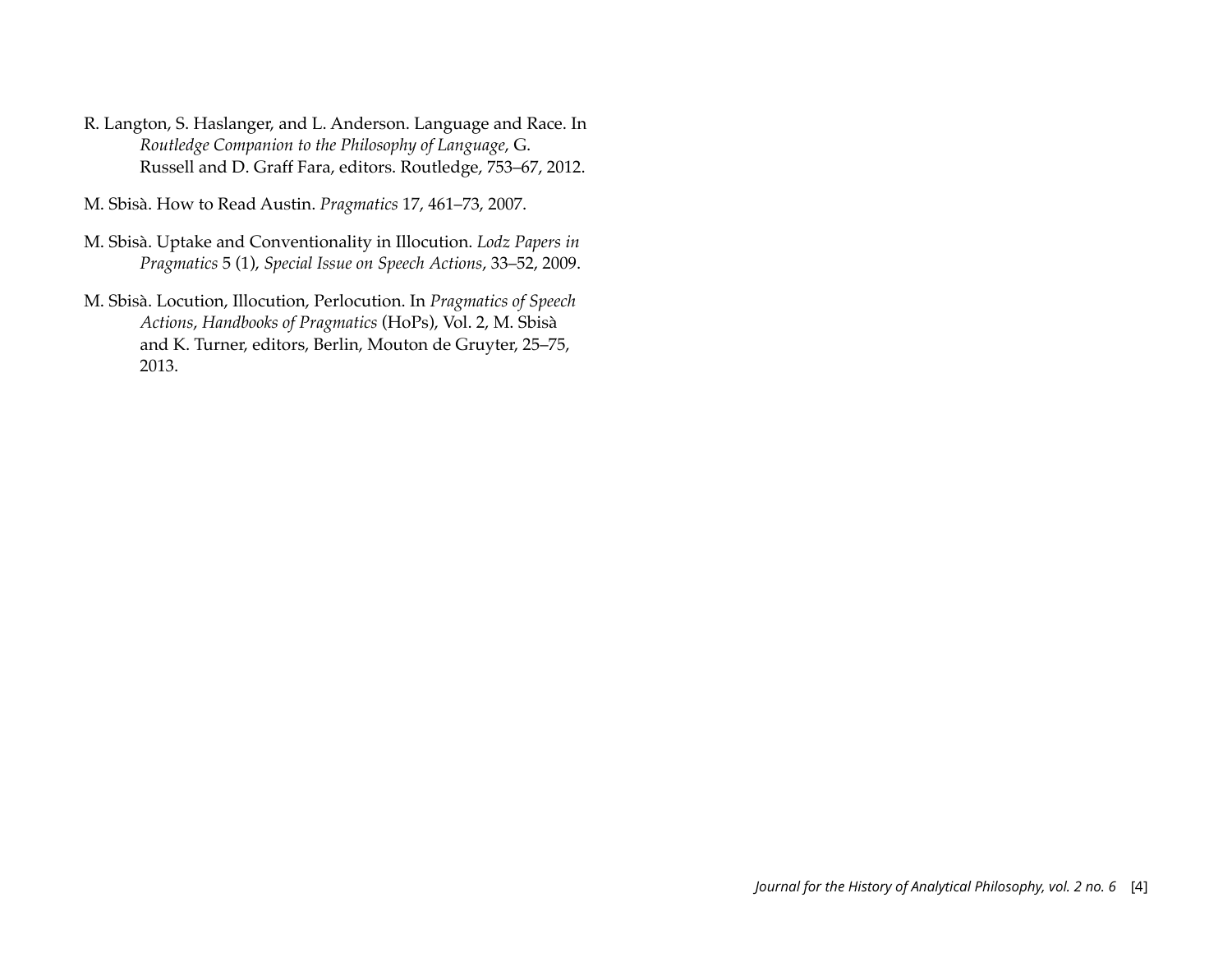R. Langton, S. Haslanger, and L. Anderson. Language and Race. In *Routledge Companion to the Philosophy of Language*, G. Russell and D. Graff Fara, editors. Routledge, 753–67, 2012.

M. Sbisà. How to Read Austin. *Pragmatics* 17, 461–73, 2007.

M. Sbisà. Uptake and Conventionality in Illocution. *Lodz Papers in Pragmatics* 5 (1), *Special Issue on Speech Actions*, 33–52, 2009.

M. Sbisà. Locution, Illocution, Perlocution. In *Pragmatics of Speech Actions*, *Handbooks of Pragmatics* (HoPs), Vol. 2, M. Sbisà and K. Turner, editors, Berlin, Mouton de Gruyter, 25–75, 2013.